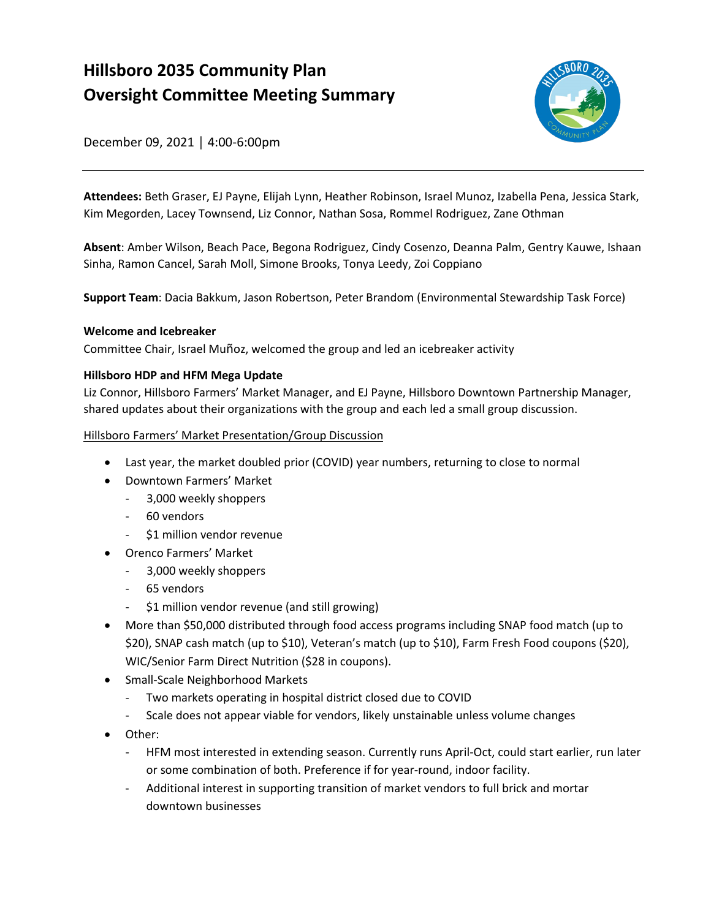# Hillsboro 2035 Community Plan
# Oversight Committee Meeting Summary

December 09, 2021 | 4:00-6:00pm

**Attendees:** Beth Graser, EJ Payne, Elijah Lynn, Heather Robinson, Israel Munoz, Izabella Pena, Jessica Stark, Kim Megorden, Lacey Townsend, Liz Connor, Nathan Sosa, Rommel Rodriguez, Zane Othman

**Absent**: Amber Wilson, Beach Pace, Begona Rodriguez, Cindy Cosenzo, Deanna Palm, Gentry Kauwe, Ishaan Sinha, Ramon Cancel, Sarah Moll, Simone Brooks, Tonya Leedy, Zoi Coppiano

**Support Team**: Dacia Bakkum, Jason Robertson, Peter Brandom (Environmental Stewardship Task Force)

**Welcome and Icebreaker**

Committee Chair, Israel Muñoz, welcomed the group and led an icebreaker activity

**Hillsboro HDP and HFM Mega Update**

Liz Connor, Hillsboro Farmers' Market Manager, and EJ Payne, Hillsboro Downtown Partnership Manager, shared updates about their organizations with the group and each led a small group discussion.

<u>Hillsboro Farmers' Market Presentation/Group Discussion</u>

- Last year, the market doubled prior (COVID) year numbers, returning to close to normal
- Downtown Farmers' Market
  - 3,000 weekly shoppers
  - 60 vendors
  - $1 million vendor revenue
- Orenco Farmers' Market
  - 3,000 weekly shoppers
  - 65 vendors
  - $1 million vendor revenue (and still growing)
- More than $50,000 distributed through food access programs including SNAP food match (up to $20), SNAP cash match (up to $10), Veteran's match (up to $10), Farm Fresh Food coupons ($20), WIC/Senior Farm Direct Nutrition ($28 in coupons).
- Small-Scale Neighborhood Markets
  - Two markets operating in hospital district closed due to COVID
  - Scale does not appear viable for vendors, likely unstainable unless volume changes
- Other:
  - HFM most interested in extending season. Currently runs April-Oct, could start earlier, run later or some combination of both. Preference if for year-round, indoor facility.
  - Additional interest in supporting transition of market vendors to full brick and mortar downtown businesses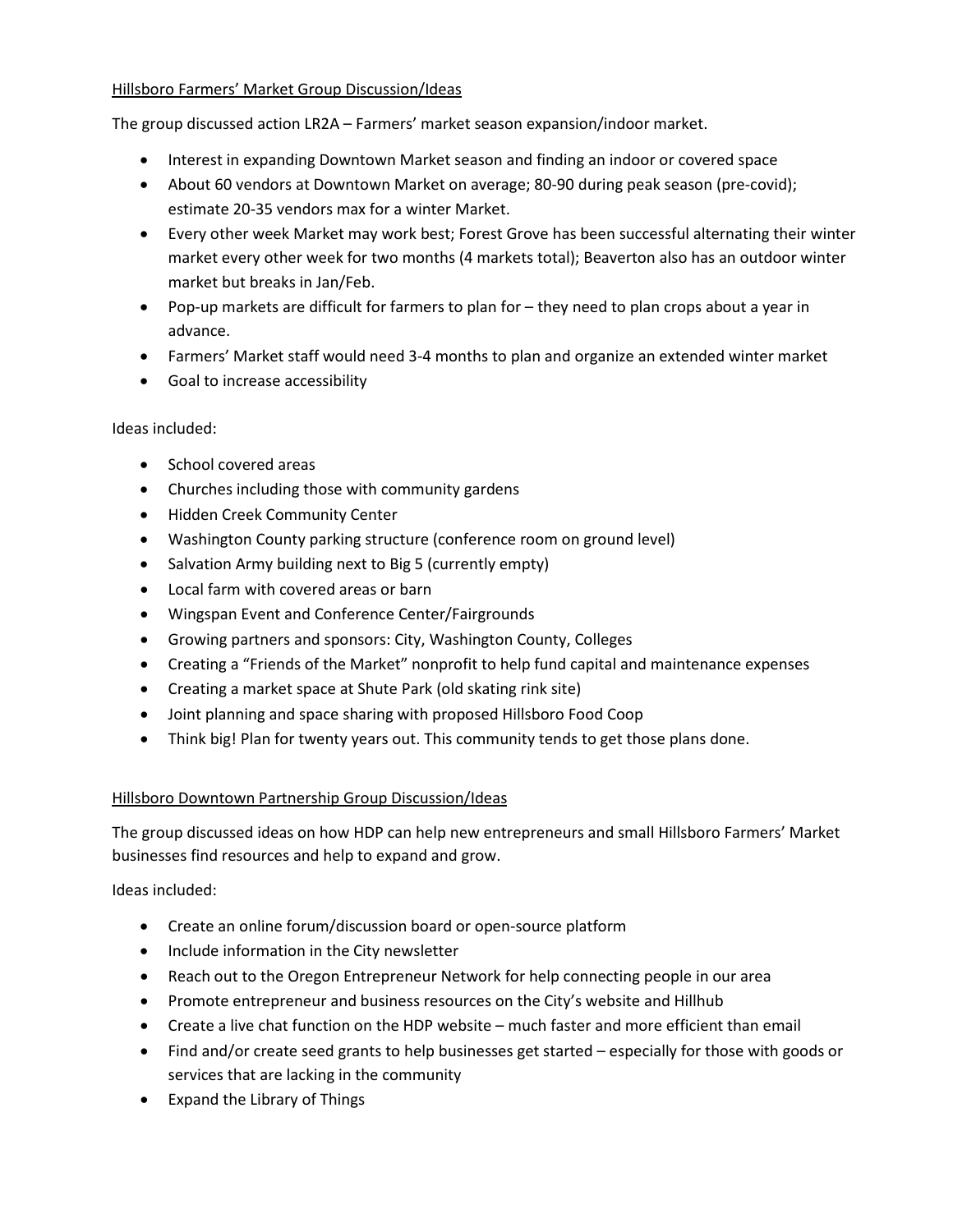Hillsboro Farmers' Market Group Discussion/Ideas

The group discussed action LR2A – Farmers' market season expansion/indoor market.

- Interest in expanding Downtown Market season and finding an indoor or covered space
- About 60 vendors at Downtown Market on average; 80-90 during peak season (pre-covid); estimate 20-35 vendors max for a winter Market.
- Every other week Market may work best; Forest Grove has been successful alternating their winter market every other week for two months (4 markets total); Beaverton also has an outdoor winter market but breaks in Jan/Feb.
- Pop-up markets are difficult for farmers to plan for – they need to plan crops about a year in advance.
- Farmers' Market staff would need 3-4 months to plan and organize an extended winter market
- Goal to increase accessibility

Ideas included:

- School covered areas
- Churches including those with community gardens
- Hidden Creek Community Center
- Washington County parking structure (conference room on ground level)
- Salvation Army building next to Big 5 (currently empty)
- Local farm with covered areas or barn
- Wingspan Event and Conference Center/Fairgrounds
- Growing partners and sponsors: City, Washington County, Colleges
- Creating a "Friends of the Market" nonprofit to help fund capital and maintenance expenses
- Creating a market space at Shute Park (old skating rink site)
- Joint planning and space sharing with proposed Hillsboro Food Coop
- Think big! Plan for twenty years out. This community tends to get those plans done.

Hillsboro Downtown Partnership Group Discussion/Ideas

The group discussed ideas on how HDP can help new entrepreneurs and small Hillsboro Farmers' Market businesses find resources and help to expand and grow.

Ideas included:

- Create an online forum/discussion board or open-source platform
- Include information in the City newsletter
- Reach out to the Oregon Entrepreneur Network for help connecting people in our area
- Promote entrepreneur and business resources on the City's website and Hillhub
- Create a live chat function on the HDP website – much faster and more efficient than email
- Find and/or create seed grants to help businesses get started – especially for those with goods or services that are lacking in the community
- Expand the Library of Things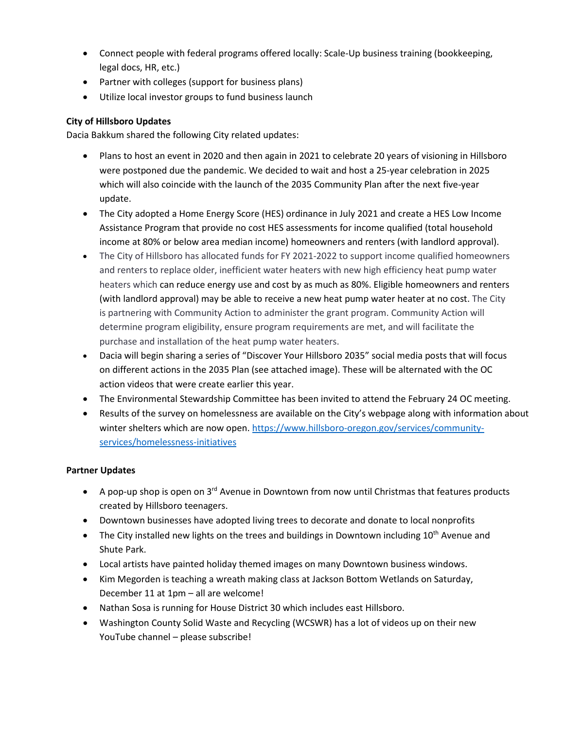- Connect people with federal programs offered locally: Scale-Up business training (bookkeeping, legal docs, HR, etc.)
- Partner with colleges (support for business plans)
- Utilize local investor groups to fund business launch

**City of Hillsboro Updates**

Dacia Bakkum shared the following City related updates:

- Plans to host an event in 2020 and then again in 2021 to celebrate 20 years of visioning in Hillsboro were postponed due the pandemic. We decided to wait and host a 25-year celebration in 2025 which will also coincide with the launch of the 2035 Community Plan after the next five-year update.
- The City adopted a Home Energy Score (HES) ordinance in July 2021 and create a HES Low Income Assistance Program that provide no cost HES assessments for income qualified (total household income at 80% or below area median income) homeowners and renters (with landlord approval).
- The City of Hillsboro has allocated funds for FY 2021-2022 to support income qualified homeowners and renters to replace older, inefficient water heaters with new high efficiency heat pump water heaters which can reduce energy use and cost by as much as 80%. Eligible homeowners and renters (with landlord approval) may be able to receive a new heat pump water heater at no cost. The City is partnering with Community Action to administer the grant program. Community Action will determine program eligibility, ensure program requirements are met, and will facilitate the purchase and installation of the heat pump water heaters.
- Dacia will begin sharing a series of "Discover Your Hillsboro 2035" social media posts that will focus on different actions in the 2035 Plan (see attached image). These will be alternated with the OC action videos that were create earlier this year.
- The Environmental Stewardship Committee has been invited to attend the February 24 OC meeting.
- Results of the survey on homelessness are available on the City's webpage along with information about winter shelters which are now open. [https://www.hillsboro-oregon.gov/services/community-services/homelessness-initiatives](https://www.hillsboro-oregon.gov/services/community-services/homelessness-initiatives)

**Partner Updates**

- A pop-up shop is open on 3rd Avenue in Downtown from now until Christmas that features products created by Hillsboro teenagers.
- Downtown businesses have adopted living trees to decorate and donate to local nonprofits
- The City installed new lights on the trees and buildings in Downtown including 10th Avenue and Shute Park.
- Local artists have painted holiday themed images on many Downtown business windows.
- Kim Megorden is teaching a wreath making class at Jackson Bottom Wetlands on Saturday, December 11 at 1pm – all are welcome!
- Nathan Sosa is running for House District 30 which includes east Hillsboro.
- Washington County Solid Waste and Recycling (WCSWR) has a lot of videos up on their new YouTube channel – please subscribe!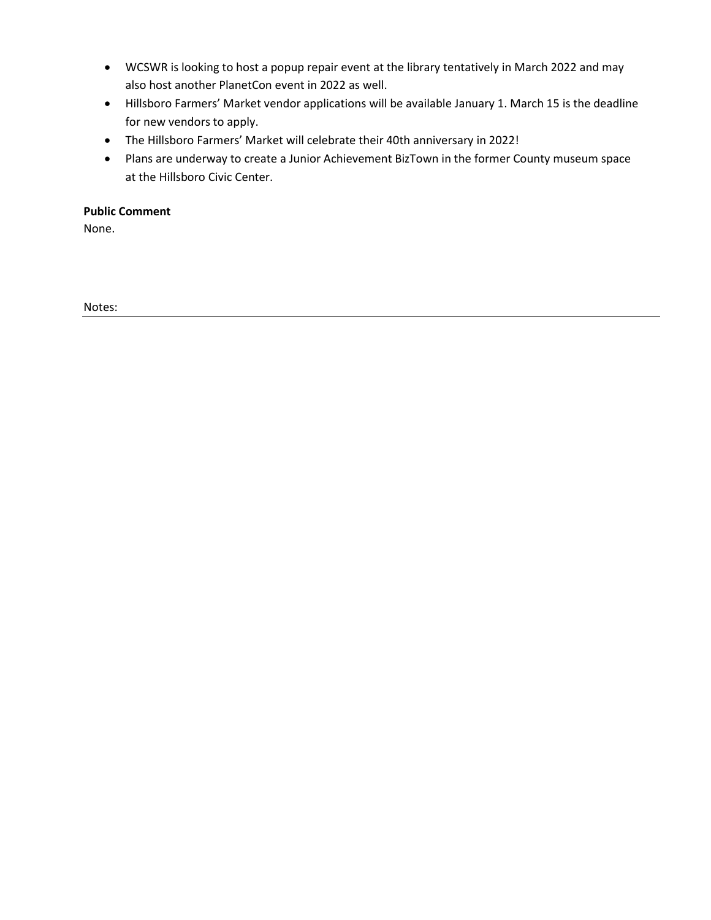- WCSWR is looking to host a popup repair event at the library tentatively in March 2022 and may also host another PlanetCon event in 2022 as well.
- Hillsboro Farmers' Market vendor applications will be available January 1. March 15 is the deadline for new vendors to apply.
- The Hillsboro Farmers' Market will celebrate their 40th anniversary in 2022!
- Plans are underway to create a Junior Achievement BizTown in the former County museum space at the Hillsboro Civic Center.

**Public Comment**

None.

Notes: